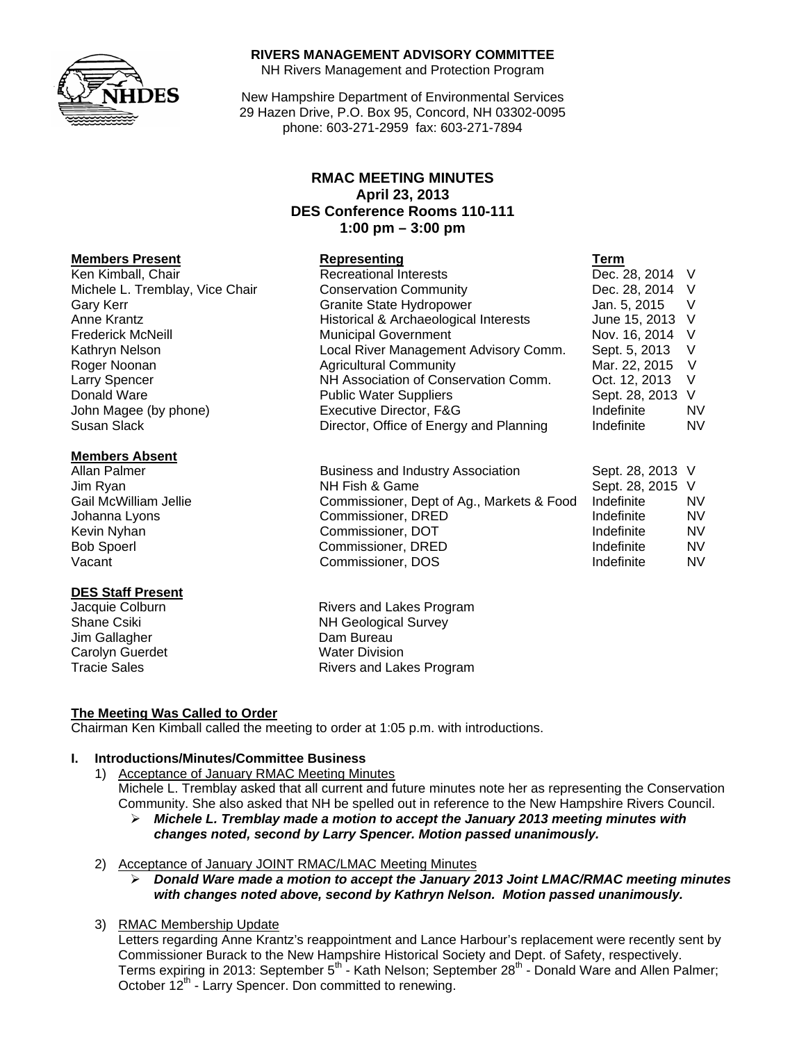**RIVERS MANAGEMENT ADVISORY COMMITTEE**
NH Rivers Management and Protection Program

New Hampshire Department of Environmental Services
29 Hazen Drive, P.O. Box 95, Concord, NH 03302-0095
phone: 603-271-2959 fax: 603-271-7894

# RMAC MEETING MINUTES
## April 23, 2013
## DES Conference Rooms 110-111
## 1:00 pm – 3:00 pm

| Members Present | Representing | Term | |
|---|---|---|---|
| Ken Kimball, Chair | Recreational Interests | Dec. 28, 2014 | V |
| Michele L. Tremblay, Vice Chair | Conservation Community | Dec. 28, 2014 | V |
| Gary Kerr | Granite State Hydropower | Jan. 5, 2015 | V |
| Anne Krantz | Historical & Archaeological Interests | June 15, 2013 | V |
| Frederick McNeill | Municipal Government | Nov. 16, 2014 | V |
| Kathryn Nelson | Local River Management Advisory Comm. | Sept. 5, 2013 | V |
| Roger Noonan | Agricultural Community | Mar. 22, 2015 | V |
| Larry Spencer | NH Association of Conservation Comm. | Oct. 12, 2013 | V |
| Donald Ware | Public Water Suppliers | Sept. 28, 2013 | V |
| John Magee (by phone) | Executive Director, F&G | Indefinite | NV |
| Susan Slack | Director, Office of Energy and Planning | Indefinite | NV |

| Members Absent | | | |
|---|---|---|---|
| Allan Palmer | Business and Industry Association | Sept. 28, 2013 | V |
| Jim Ryan | NH Fish & Game | Sept. 28, 2015 | V |
| Gail McWilliam Jellie | Commissioner, Dept of Ag., Markets & Food | Indefinite | NV |
| Johanna Lyons | Commissioner, DRED | Indefinite | NV |
| Kevin Nyhan | Commissioner, DOT | Indefinite | NV |
| Bob Spoerl | Commissioner, DRED | Indefinite | NV |
| Vacant | Commissioner, DOS | Indefinite | NV |

| DES Staff Present | |
|---|---|
| Jacquie Colburn | Rivers and Lakes Program |
| Shane Csiki | NH Geological Survey |
| Jim Gallagher | Dam Bureau |
| Carolyn Guerdet | Water Division |
| Tracie Sales | Rivers and Lakes Program |

**The Meeting Was Called to Order**
Chairman Ken Kimball called the meeting to order at 1:05 p.m. with introductions.

**I. Introductions/Minutes/Committee Business**

1) Acceptance of January RMAC Meeting Minutes
   Michele L. Tremblay asked that all current and future minutes note her as representing the Conservation Community. She also asked that NH be spelled out in reference to the New Hampshire Rivers Council.
   - ***Michele L. Tremblay made a motion to accept the January 2013 meeting minutes with changes noted, second by Larry Spencer. Motion passed unanimously.***

2) Acceptance of January JOINT RMAC/LMAC Meeting Minutes
   - ***Donald Ware made a motion to accept the January 2013 Joint LMAC/RMAC meeting minutes with changes noted above, second by Kathryn Nelson. Motion passed unanimously.***

3) RMAC Membership Update
   Letters regarding Anne Krantz's reappointment and Lance Harbour's replacement were recently sent by Commissioner Burack to the New Hampshire Historical Society and Dept. of Safety, respectively. Terms expiring in 2013: September 5th - Kath Nelson; September 28th - Donald Ware and Allen Palmer; October 12th - Larry Spencer. Don committed to renewing.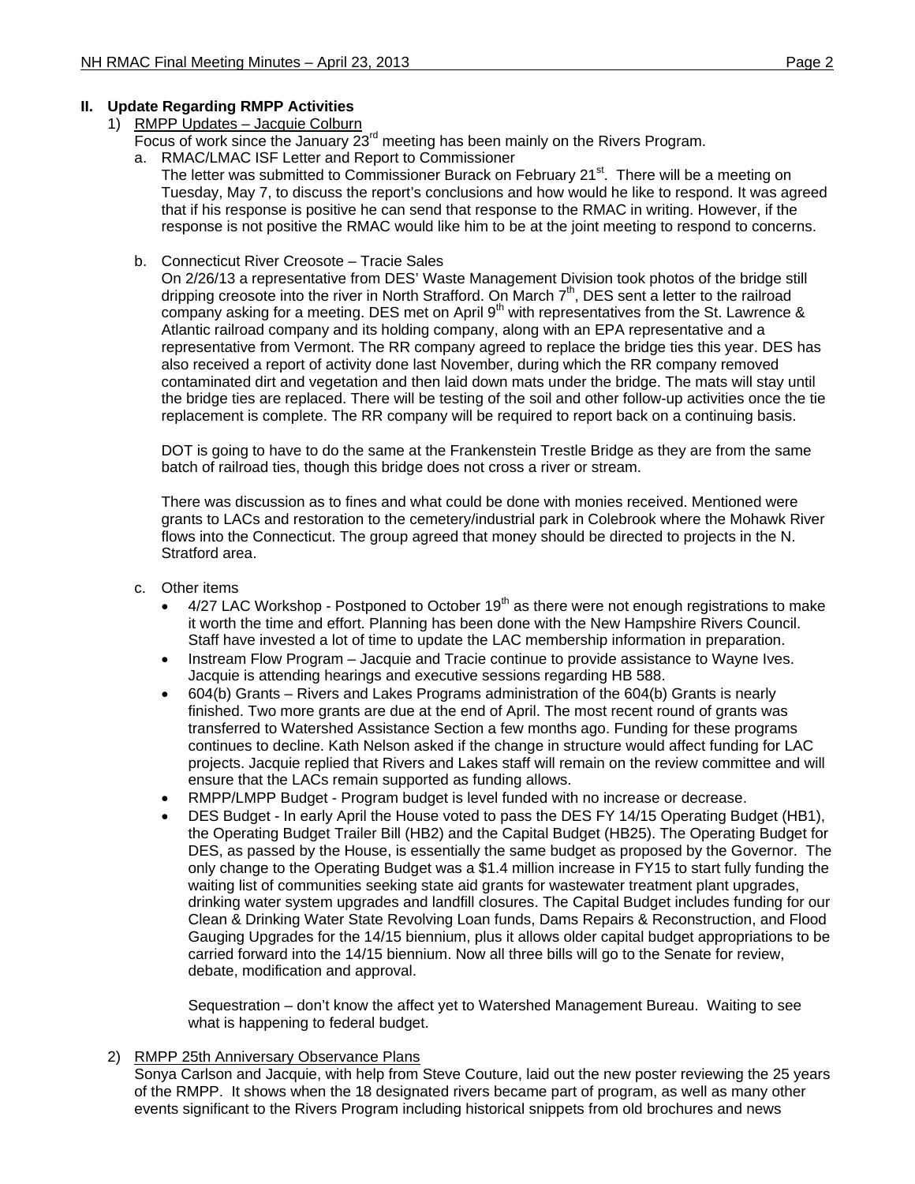## II. Update Regarding RMPP Activities

1) RMPP Updates – Jacquie Colburn

Focus of work since the January 23rd meeting has been mainly on the Rivers Program.

a. RMAC/LMAC ISF Letter and Report to Commissioner

The letter was submitted to Commissioner Burack on February 21st. There will be a meeting on Tuesday, May 7, to discuss the report's conclusions and how would he like to respond. It was agreed that if his response is positive he can send that response to the RMAC in writing. However, if the response is not positive the RMAC would like him to be at the joint meeting to respond to concerns.

b. Connecticut River Creosote – Tracie Sales

On 2/26/13 a representative from DES' Waste Management Division took photos of the bridge still dripping creosote into the river in North Strafford. On March 7th, DES sent a letter to the railroad company asking for a meeting. DES met on April 9th with representatives from the St. Lawrence & Atlantic railroad company and its holding company, along with an EPA representative and a representative from Vermont. The RR company agreed to replace the bridge ties this year. DES has also received a report of activity done last November, during which the RR company removed contaminated dirt and vegetation and then laid down mats under the bridge. The mats will stay until the bridge ties are replaced. There will be testing of the soil and other follow-up activities once the tie replacement is complete. The RR company will be required to report back on a continuing basis.

DOT is going to have to do the same at the Frankenstein Trestle Bridge as they are from the same batch of railroad ties, though this bridge does not cross a river or stream.

There was discussion as to fines and what could be done with monies received. Mentioned were grants to LACs and restoration to the cemetery/industrial park in Colebrook where the Mohawk River flows into the Connecticut. The group agreed that money should be directed to projects in the N. Stratford area.

c. Other items

- 4/27 LAC Workshop - Postponed to October 19th as there were not enough registrations to make it worth the time and effort. Planning has been done with the New Hampshire Rivers Council. Staff have invested a lot of time to update the LAC membership information in preparation.
- Instream Flow Program – Jacquie and Tracie continue to provide assistance to Wayne Ives. Jacquie is attending hearings and executive sessions regarding HB 588.
- 604(b) Grants – Rivers and Lakes Programs administration of the 604(b) Grants is nearly finished. Two more grants are due at the end of April. The most recent round of grants was transferred to Watershed Assistance Section a few months ago. Funding for these programs continues to decline. Kath Nelson asked if the change in structure would affect funding for LAC projects. Jacquie replied that Rivers and Lakes staff will remain on the review committee and will ensure that the LACs remain supported as funding allows.
- RMPP/LMPP Budget - Program budget is level funded with no increase or decrease.
- DES Budget - In early April the House voted to pass the DES FY 14/15 Operating Budget (HB1), the Operating Budget Trailer Bill (HB2) and the Capital Budget (HB25). The Operating Budget for DES, as passed by the House, is essentially the same budget as proposed by the Governor. The only change to the Operating Budget was a $1.4 million increase in FY15 to start fully funding the waiting list of communities seeking state aid grants for wastewater treatment plant upgrades, drinking water system upgrades and landfill closures. The Capital Budget includes funding for our Clean & Drinking Water State Revolving Loan funds, Dams Repairs & Reconstruction, and Flood Gauging Upgrades for the 14/15 biennium, plus it allows older capital budget appropriations to be carried forward into the 14/15 biennium. Now all three bills will go to the Senate for review, debate, modification and approval.

  Sequestration – don't know the affect yet to Watershed Management Bureau. Waiting to see what is happening to federal budget.

2) RMPP 25th Anniversary Observance Plans

Sonya Carlson and Jacquie, with help from Steve Couture, laid out the new poster reviewing the 25 years of the RMPP. It shows when the 18 designated rivers became part of program, as well as many other events significant to the Rivers Program including historical snippets from old brochures and news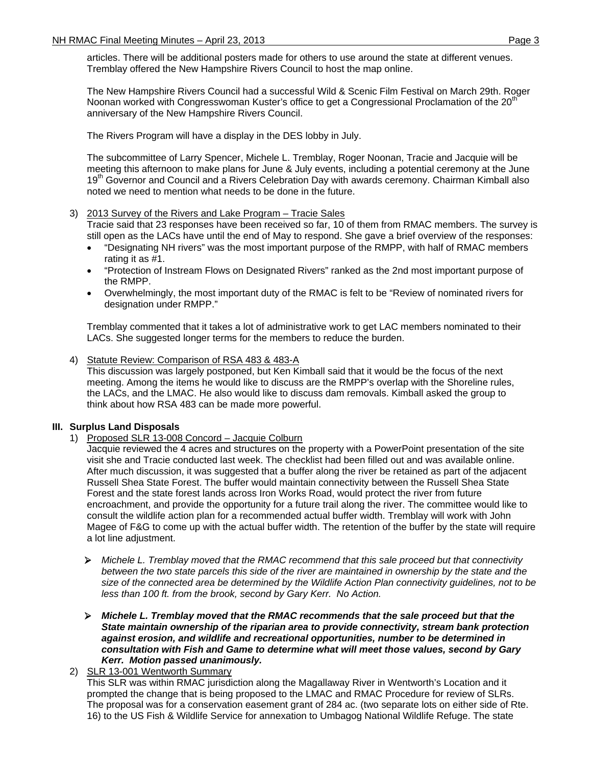articles. There will be additional posters made for others to use around the state at different venues. Tremblay offered the New Hampshire Rivers Council to host the map online.

The New Hampshire Rivers Council had a successful Wild & Scenic Film Festival on March 29th. Roger Noonan worked with Congresswoman Kuster's office to get a Congressional Proclamation of the 20th anniversary of the New Hampshire Rivers Council.

The Rivers Program will have a display in the DES lobby in July.

The subcommittee of Larry Spencer, Michele L. Tremblay, Roger Noonan, Tracie and Jacquie will be meeting this afternoon to make plans for June & July events, including a potential ceremony at the June 19th Governor and Council and a Rivers Celebration Day with awards ceremony. Chairman Kimball also noted we need to mention what needs to be done in the future.

3) 2013 Survey of the Rivers and Lake Program – Tracie Sales

Tracie said that 23 responses have been received so far, 10 of them from RMAC members. The survey is still open as the LACs have until the end of May to respond. She gave a brief overview of the responses:

- "Designating NH rivers" was the most important purpose of the RMPP, with half of RMAC members rating it as #1.
- "Protection of Instream Flows on Designated Rivers" ranked as the 2nd most important purpose of the RMPP.
- Overwhelmingly, the most important duty of the RMAC is felt to be "Review of nominated rivers for designation under RMPP."

Tremblay commented that it takes a lot of administrative work to get LAC members nominated to their LACs. She suggested longer terms for the members to reduce the burden.

4) Statute Review: Comparison of RSA 483 & 483-A

This discussion was largely postponed, but Ken Kimball said that it would be the focus of the next meeting. Among the items he would like to discuss are the RMPP's overlap with the Shoreline rules, the LACs, and the LMAC. He also would like to discuss dam removals. Kimball asked the group to think about how RSA 483 can be made more powerful.

## III. Surplus Land Disposals

1) Proposed SLR 13-008 Concord – Jacquie Colburn

Jacquie reviewed the 4 acres and structures on the property with a PowerPoint presentation of the site visit she and Tracie conducted last week. The checklist had been filled out and was available online. After much discussion, it was suggested that a buffer along the river be retained as part of the adjacent Russell Shea State Forest. The buffer would maintain connectivity between the Russell Shea State Forest and the state forest lands across Iron Works Road, would protect the river from future encroachment, and provide the opportunity for a future trail along the river. The committee would like to consult the wildlife action plan for a recommended actual buffer width. Tremblay will work with John Magee of F&G to come up with the actual buffer width. The retention of the buffer by the state will require a lot line adjustment.

- *Michele L. Tremblay moved that the RMAC recommend that this sale proceed but that connectivity between the two state parcels this side of the river are maintained in ownership by the state and the size of the connected area be determined by the Wildlife Action Plan connectivity guidelines, not to be less than 100 ft. from the brook, second by Gary Kerr. No Action.*

- ***Michele L. Tremblay moved that the RMAC recommends that the sale proceed but that the State maintain ownership of the riparian area to provide connectivity, stream bank protection against erosion, and wildlife and recreational opportunities, number to be determined in consultation with Fish and Game to determine what will meet those values, second by Gary Kerr. Motion passed unanimously.***

2) SLR 13-001 Wentworth Summary

This SLR was within RMAC jurisdiction along the Magallaway River in Wentworth's Location and it prompted the change that is being proposed to the LMAC and RMAC Procedure for review of SLRs. The proposal was for a conservation easement grant of 284 ac. (two separate lots on either side of Rte. 16) to the US Fish & Wildlife Service for annexation to Umbagog National Wildlife Refuge. The state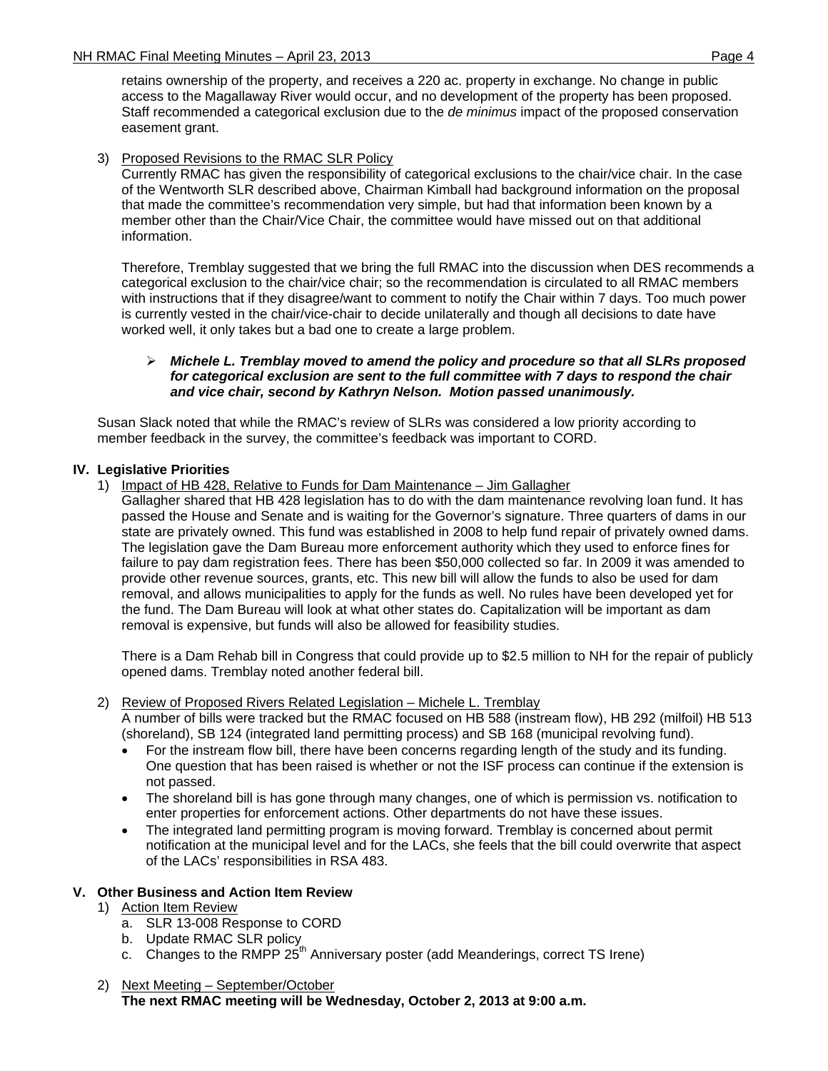retains ownership of the property, and receives a 220 ac. property in exchange. No change in public access to the Magallaway River would occur, and no development of the property has been proposed. Staff recommended a categorical exclusion due to the *de minimus* impact of the proposed conservation easement grant.

3) Proposed Revisions to the RMAC SLR Policy
   Currently RMAC has given the responsibility of categorical exclusions to the chair/vice chair. In the case of the Wentworth SLR described above, Chairman Kimball had background information on the proposal that made the committee's recommendation very simple, but had that information been known by a member other than the Chair/Vice Chair, the committee would have missed out on that additional information.

   Therefore, Tremblay suggested that we bring the full RMAC into the discussion when DES recommends a categorical exclusion to the chair/vice chair; so the recommendation is circulated to all RMAC members with instructions that if they disagree/want to comment to notify the Chair within 7 days. Too much power is currently vested in the chair/vice-chair to decide unilaterally and though all decisions to date have worked well, it only takes but a bad one to create a large problem.

   - ***Michele L. Tremblay moved to amend the policy and procedure so that all SLRs proposed for categorical exclusion are sent to the full committee with 7 days to respond the chair and vice chair, second by Kathryn Nelson. Motion passed unanimously.***

Susan Slack noted that while the RMAC's review of SLRs was considered a low priority according to member feedback in the survey, the committee's feedback was important to CORD.

## IV. Legislative Priorities

1) Impact of HB 428, Relative to Funds for Dam Maintenance – Jim Gallagher
   Gallagher shared that HB 428 legislation has to do with the dam maintenance revolving loan fund. It has passed the House and Senate and is waiting for the Governor's signature. Three quarters of dams in our state are privately owned. This fund was established in 2008 to help fund repair of privately owned dams. The legislation gave the Dam Bureau more enforcement authority which they used to enforce fines for failure to pay dam registration fees. There has been $50,000 collected so far. In 2009 it was amended to provide other revenue sources, grants, etc. This new bill will allow the funds to also be used for dam removal, and allows municipalities to apply for the funds as well. No rules have been developed yet for the fund. The Dam Bureau will look at what other states do. Capitalization will be important as dam removal is expensive, but funds will also be allowed for feasibility studies.

   There is a Dam Rehab bill in Congress that could provide up to $2.5 million to NH for the repair of publicly opened dams. Tremblay noted another federal bill.

2) Review of Proposed Rivers Related Legislation – Michele L. Tremblay
   A number of bills were tracked but the RMAC focused on HB 588 (instream flow), HB 292 (milfoil) HB 513 (shoreland), SB 124 (integrated land permitting process) and SB 168 (municipal revolving fund).
   - For the instream flow bill, there have been concerns regarding length of the study and its funding. One question that has been raised is whether or not the ISF process can continue if the extension is not passed.
   - The shoreland bill is has gone through many changes, one of which is permission vs. notification to enter properties for enforcement actions. Other departments do not have these issues.
   - The integrated land permitting program is moving forward. Tremblay is concerned about permit notification at the municipal level and for the LACs, she feels that the bill could overwrite that aspect of the LACs' responsibilities in RSA 483.

## V. Other Business and Action Item Review

1) Action Item Review
   a. SLR 13-008 Response to CORD
   b. Update RMAC SLR policy
   c. Changes to the RMPP 25th Anniversary poster (add Meanderings, correct TS Irene)

2) Next Meeting – September/October
   **The next RMAC meeting will be Wednesday, October 2, 2013 at 9:00 a.m.**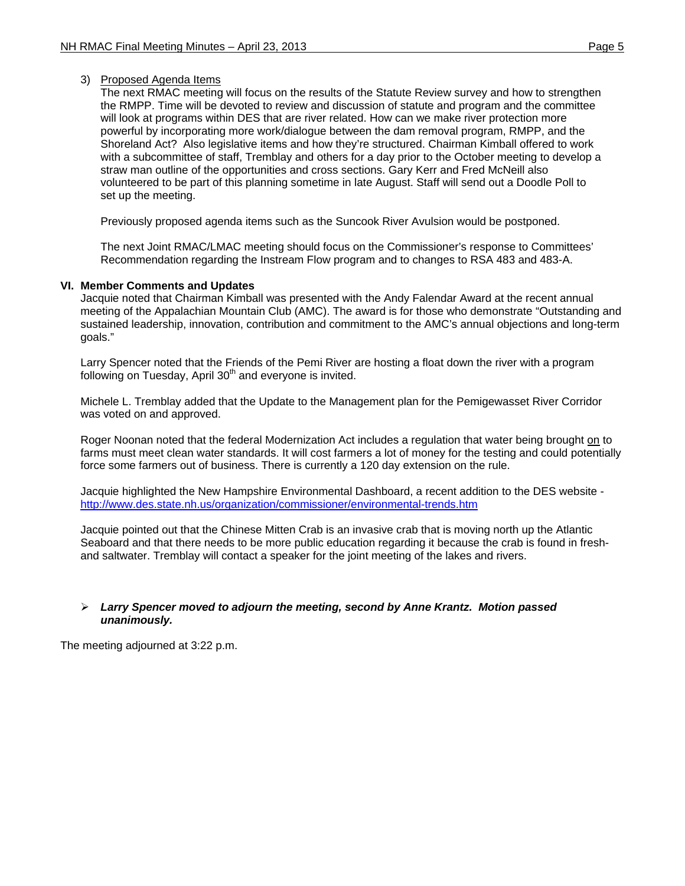3) Proposed Agenda Items

The next RMAC meeting will focus on the results of the Statute Review survey and how to strengthen the RMPP. Time will be devoted to review and discussion of statute and program and the committee will look at programs within DES that are river related. How can we make river protection more powerful by incorporating more work/dialogue between the dam removal program, RMPP, and the Shoreland Act? Also legislative items and how they're structured. Chairman Kimball offered to work with a subcommittee of staff, Tremblay and others for a day prior to the October meeting to develop a straw man outline of the opportunities and cross sections. Gary Kerr and Fred McNeill also volunteered to be part of this planning sometime in late August. Staff will send out a Doodle Poll to set up the meeting.

Previously proposed agenda items such as the Suncook River Avulsion would be postponed.

The next Joint RMAC/LMAC meeting should focus on the Commissioner's response to Committees' Recommendation regarding the Instream Flow program and to changes to RSA 483 and 483-A.

## VI. Member Comments and Updates

Jacquie noted that Chairman Kimball was presented with the Andy Falendar Award at the recent annual meeting of the Appalachian Mountain Club (AMC). The award is for those who demonstrate "Outstanding and sustained leadership, innovation, contribution and commitment to the AMC's annual objections and long-term goals."

Larry Spencer noted that the Friends of the Pemi River are hosting a float down the river with a program following on Tuesday, April 30th and everyone is invited.

Michele L. Tremblay added that the Update to the Management plan for the Pemigewasset River Corridor was voted on and approved.

Roger Noonan noted that the federal Modernization Act includes a regulation that water being brought on to farms must meet clean water standards. It will cost farmers a lot of money for the testing and could potentially force some farmers out of business. There is currently a 120 day extension on the rule.

Jacquie highlighted the New Hampshire Environmental Dashboard, a recent addition to the DES website - http://www.des.state.nh.us/organization/commissioner/environmental-trends.htm

Jacquie pointed out that the Chinese Mitten Crab is an invasive crab that is moving north up the Atlantic Seaboard and that there needs to be more public education regarding it because the crab is found in fresh- and saltwater. Tremblay will contact a speaker for the joint meeting of the lakes and rivers.

- ***Larry Spencer moved to adjourn the meeting, second by Anne Krantz. Motion passed unanimously.***

The meeting adjourned at 3:22 p.m.